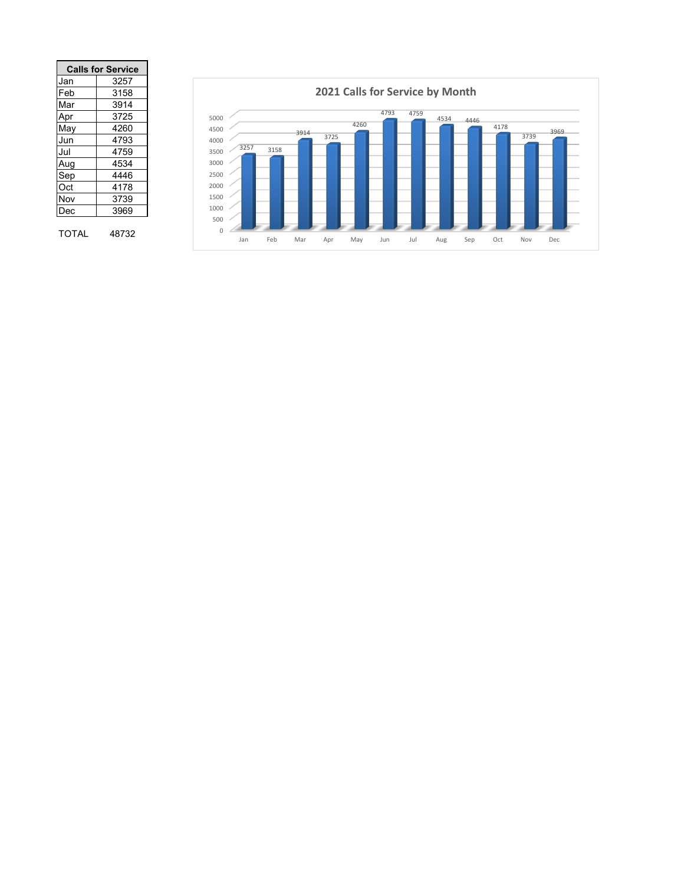| Calls for Service | |
|---|---|
| Jan | 3257 |
| Feb | 3158 |
| Mar | 3914 |
| Apr | 3725 |
| May | 4260 |
| Jun | 4793 |
| Jul | 4759 |
| Aug | 4534 |
| Sep | 4446 |
| Oct | 4178 |
| Nov | 3739 |
| Dec | 3969 |

TOTAL 48732

## 2021 Calls for Service by Month

| Month | Calls |
|---|---|
| Jan | 3257 |
| Feb | 3158 |
| Mar | 3914 |
| Apr | 3725 |
| May | 4260 |
| Jun | 4793 |
| Jul | 4759 |
| Aug | 4534 |
| Sep | 4446 |
| Oct | 4178 |
| Nov | 3739 |
| Dec | 3969 |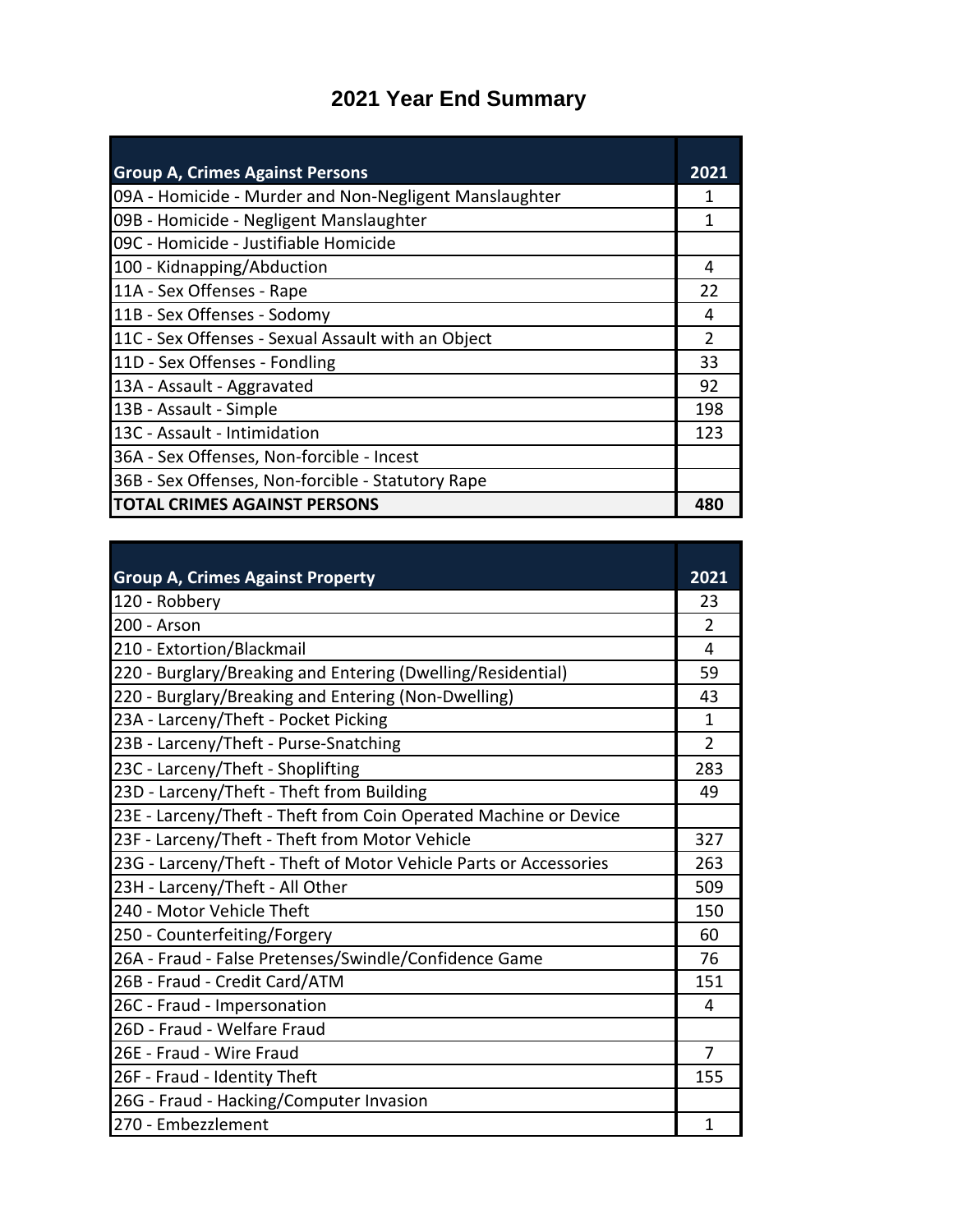# 2021 Year End Summary

| Group A, Crimes Against Persons | 2021 |
|---|---|
| 09A - Homicide - Murder and Non-Negligent Manslaughter | 1 |
| 09B - Homicide - Negligent Manslaughter | 1 |
| 09C - Homicide - Justifiable Homicide | |
| 100 - Kidnapping/Abduction | 4 |
| 11A - Sex Offenses - Rape | 22 |
| 11B - Sex Offenses - Sodomy | 4 |
| 11C - Sex Offenses - Sexual Assault with an Object | 2 |
| 11D - Sex Offenses - Fondling | 33 |
| 13A - Assault - Aggravated | 92 |
| 13B - Assault - Simple | 198 |
| 13C - Assault - Intimidation | 123 |
| 36A - Sex Offenses, Non-forcible - Incest | |
| 36B - Sex Offenses, Non-forcible - Statutory Rape | |
| **TOTAL CRIMES AGAINST PERSONS** | **480** |

| Group A, Crimes Against Property | 2021 |
|---|---|
| 120 - Robbery | 23 |
| 200 - Arson | 2 |
| 210 - Extortion/Blackmail | 4 |
| 220 - Burglary/Breaking and Entering (Dwelling/Residential) | 59 |
| 220 - Burglary/Breaking and Entering (Non-Dwelling) | 43 |
| 23A - Larceny/Theft - Pocket Picking | 1 |
| 23B - Larceny/Theft - Purse-Snatching | 2 |
| 23C - Larceny/Theft - Shoplifting | 283 |
| 23D - Larceny/Theft - Theft from Building | 49 |
| 23E - Larceny/Theft - Theft from Coin Operated Machine or Device | |
| 23F - Larceny/Theft - Theft from Motor Vehicle | 327 |
| 23G - Larceny/Theft - Theft of Motor Vehicle Parts or Accessories | 263 |
| 23H - Larceny/Theft - All Other | 509 |
| 240 - Motor Vehicle Theft | 150 |
| 250 - Counterfeiting/Forgery | 60 |
| 26A - Fraud - False Pretenses/Swindle/Confidence Game | 76 |
| 26B - Fraud - Credit Card/ATM | 151 |
| 26C - Fraud - Impersonation | 4 |
| 26D - Fraud - Welfare Fraud | |
| 26E - Fraud - Wire Fraud | 7 |
| 26F - Fraud - Identity Theft | 155 |
| 26G - Fraud - Hacking/Computer Invasion | |
| 270 - Embezzlement | 1 |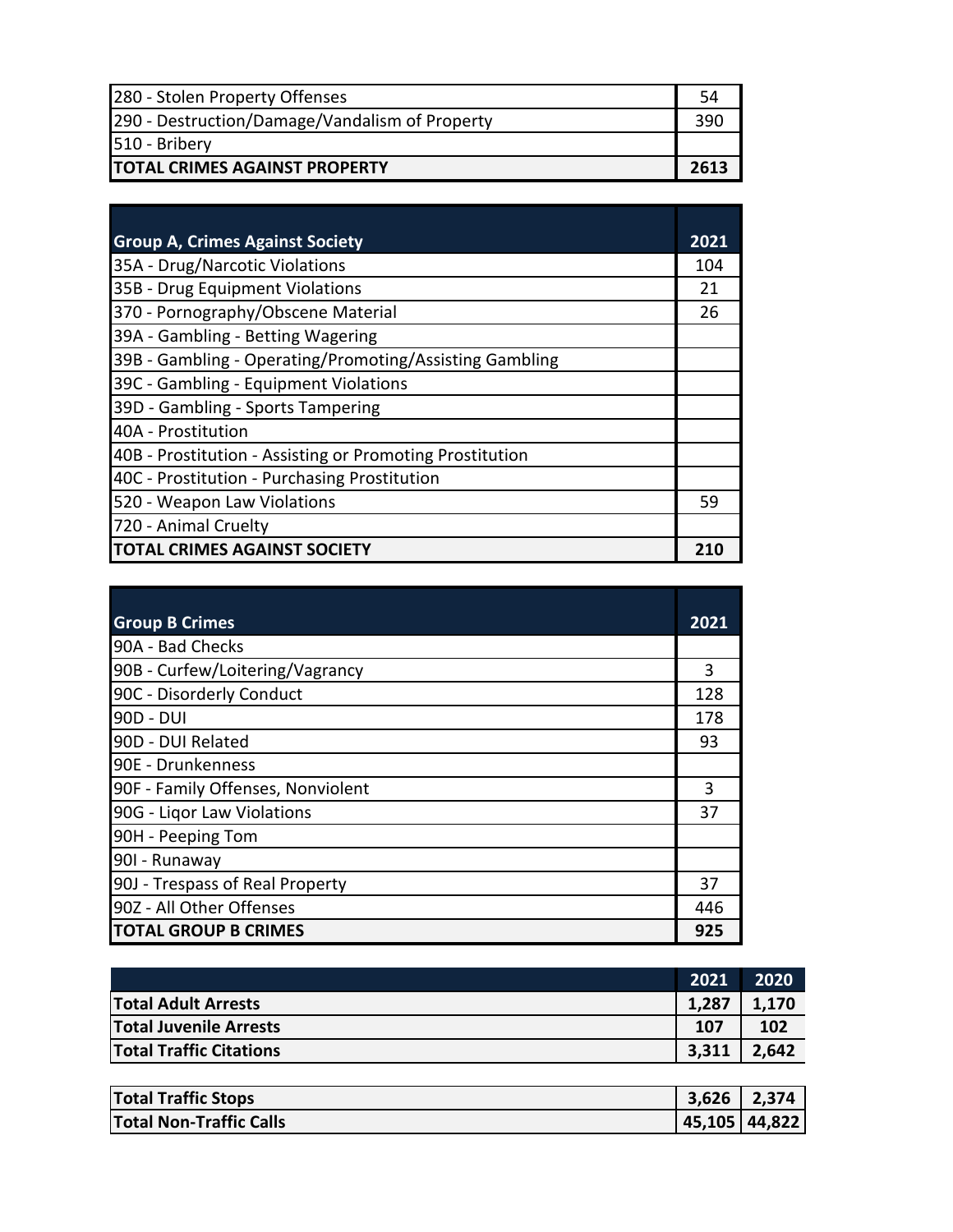| | |
|---|---|
| 280 - Stolen Property Offenses | 54 |
| 290 - Destruction/Damage/Vandalism of Property | 390 |
| 510 - Bribery | |
| **TOTAL CRIMES AGAINST PROPERTY** | **2613** |

| Group A, Crimes Against Society | 2021 |
|---|---|
| 35A - Drug/Narcotic Violations | 104 |
| 35B - Drug Equipment Violations | 21 |
| 370 - Pornography/Obscene Material | 26 |
| 39A - Gambling - Betting Wagering | |
| 39B - Gambling - Operating/Promoting/Assisting Gambling | |
| 39C - Gambling - Equipment Violations | |
| 39D - Gambling - Sports Tampering | |
| 40A - Prostitution | |
| 40B - Prostitution - Assisting or Promoting Prostitution | |
| 40C - Prostitution - Purchasing Prostitution | |
| 520 - Weapon Law Violations | 59 |
| 720 - Animal Cruelty | |
| **TOTAL CRIMES AGAINST SOCIETY** | **210** |

| Group B Crimes | 2021 |
|---|---|
| 90A - Bad Checks | |
| 90B - Curfew/Loitering/Vagrancy | 3 |
| 90C - Disorderly Conduct | 128 |
| 90D - DUI | 178 |
| 90D - DUI Related | 93 |
| 90E - Drunkenness | |
| 90F - Family Offenses, Nonviolent | 3 |
| 90G - Liqor Law Violations | 37 |
| 90H - Peeping Tom | |
| 90I - Runaway | |
| 90J - Trespass of Real Property | 37 |
| 90Z - All Other Offenses | 446 |
| **TOTAL GROUP B CRIMES** | **925** |

| | 2021 | 2020 |
|---|---|---|
| **Total Adult Arrests** | **1,287** | **1,170** |
| **Total Juvenile Arrests** | **107** | **102** |
| **Total Traffic Citations** | **3,311** | **2,642** |

| | | |
|---|---|---|
| **Total Traffic Stops** | **3,626** | **2,374** |
| **Total Non-Traffic Calls** | **45,105** | **44,822** |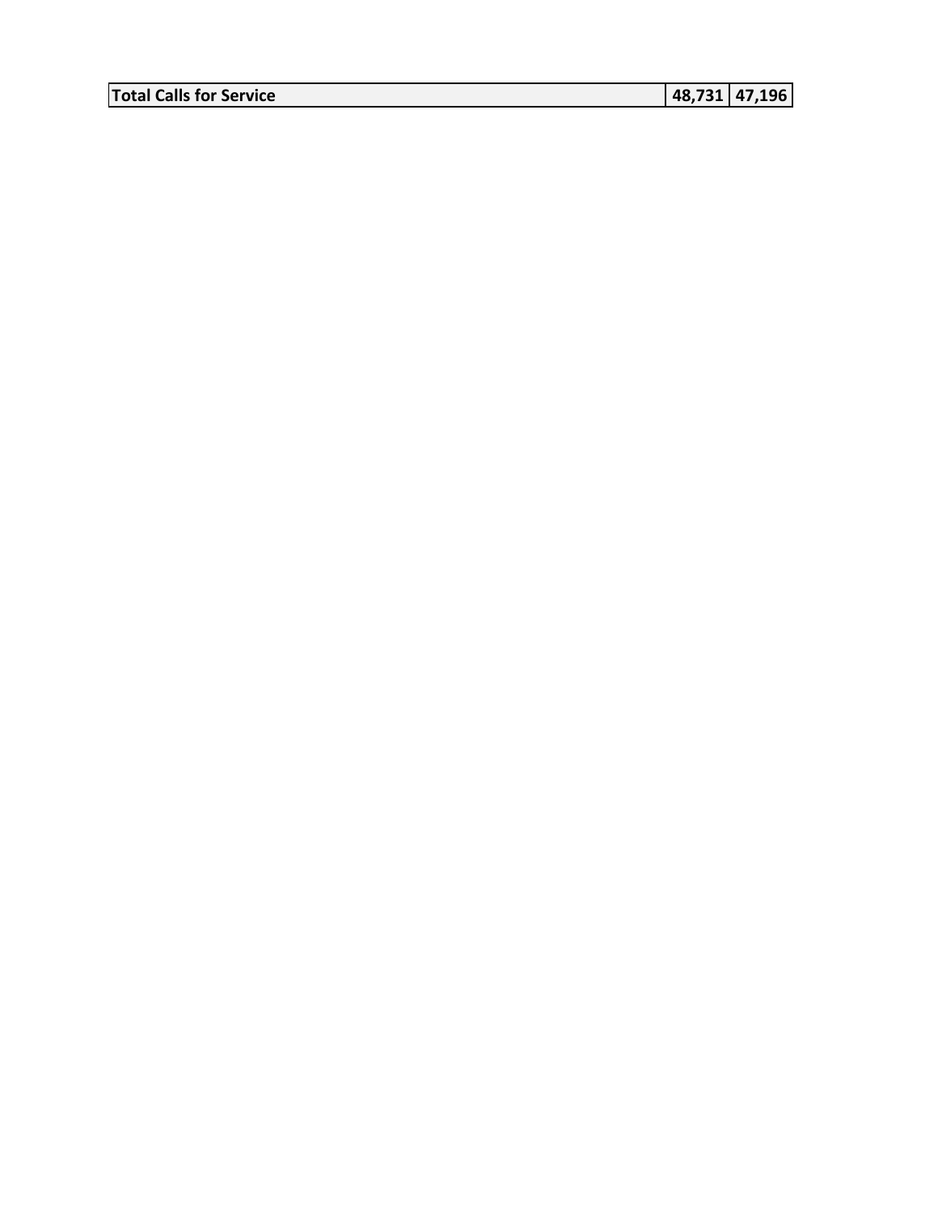| **Total Calls for Service** | **48,731** | **47,196** |
|---|---|---|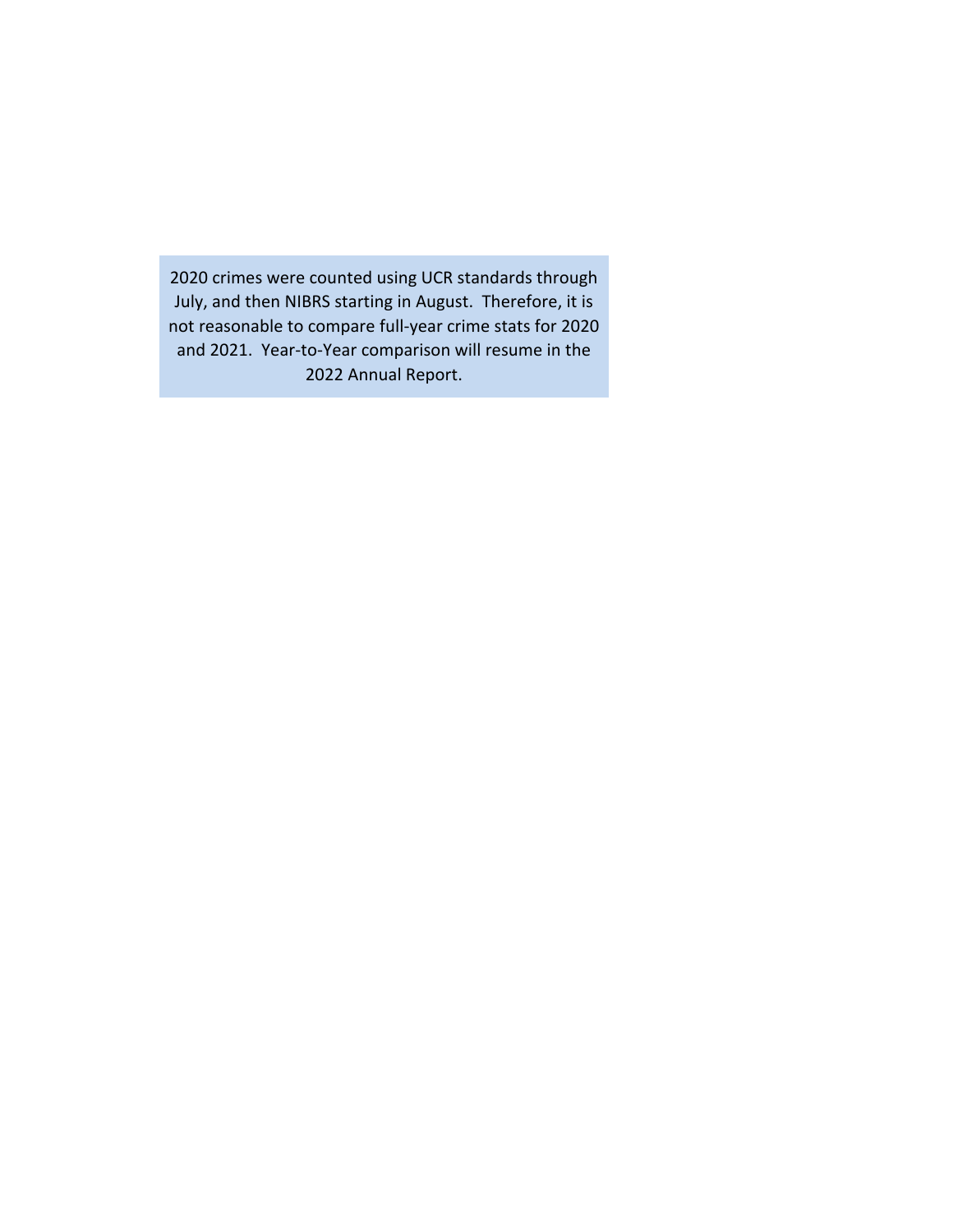2020 crimes were counted using UCR standards through July, and then NIBRS starting in August. Therefore, it is not reasonable to compare full-year crime stats for 2020 and 2021. Year-to-Year comparison will resume in the 2022 Annual Report.